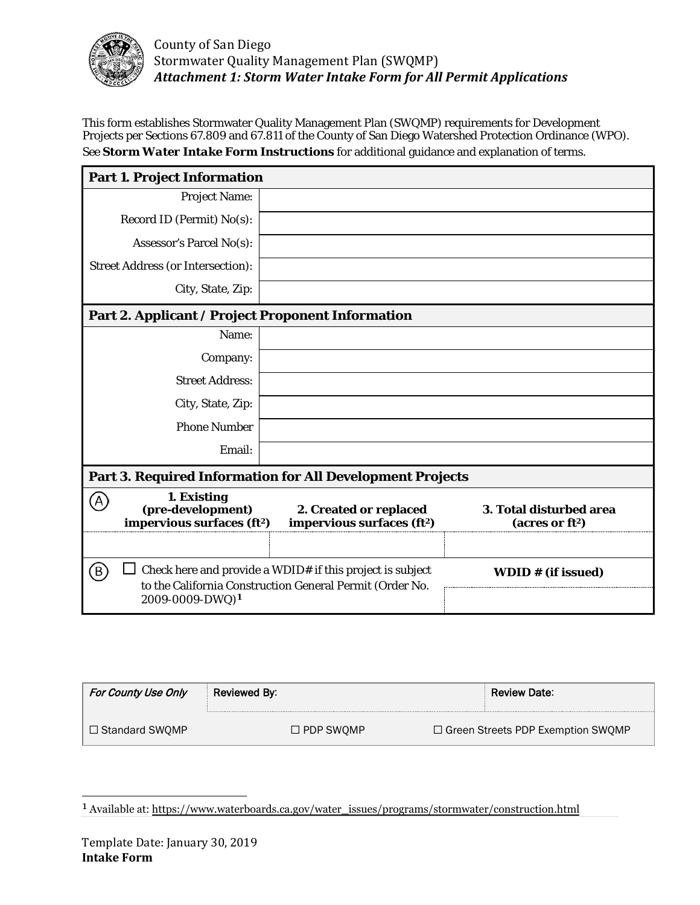County of San Diego
Stormwater Quality Management Plan (SWQMP)
***Attachment 1: Storm Water Intake Form for All Permit Applications***

This form establishes Stormwater Quality Management Plan (SWQMP) requirements for Development Projects per Sections 67.809 and 67.811 of the County of San Diego Watershed Protection Ordinance (WPO). See ***Storm Water Intake Form Instructions*** for additional guidance and explanation of terms.

| **Part 1. Project Information** | |
|---|---|
| Project Name: | |
| Record ID (Permit) No(s): | |
| Assessor's Parcel No(s): | |
| Street Address (or Intersection): | |
| City, State, Zip: | |

| **Part 2. Applicant / Project Proponent Information** | |
|---|---|
| Name: | |
| Company: | |
| Street Address: | |
| City, State, Zip: | |
| Phone Number | |
| Email: | |

**Part 3. Required Information for All Development Projects**

| | **1. Existing (pre-development) impervious surfaces ($ft^2$)** | **2. Created or replaced impervious surfaces ($ft^2$)** | **3. Total disturbed area (acres or $ft^2$)** |
|---|---|---|---|
| (A) | | | |

| | | **WDID # (if issued)** |
|---|---|---|
| (B) | ☐ Check here and provide a WDID# if this project is subject to the California Construction General Permit (Order No. 2009-0009-DWQ)[1] | |

| *For County Use Only* | Reviewed By: | Review Date: |
|---|---|---|
| ☐ Standard SWQMP | ☐ PDP SWQMP | ☐ Green Streets PDP Exemption SWQMP |

[1] Available at: https://www.waterboards.ca.gov/water_issues/programs/stormwater/construction.html

Template Date: January 30, 2019
**Intake Form**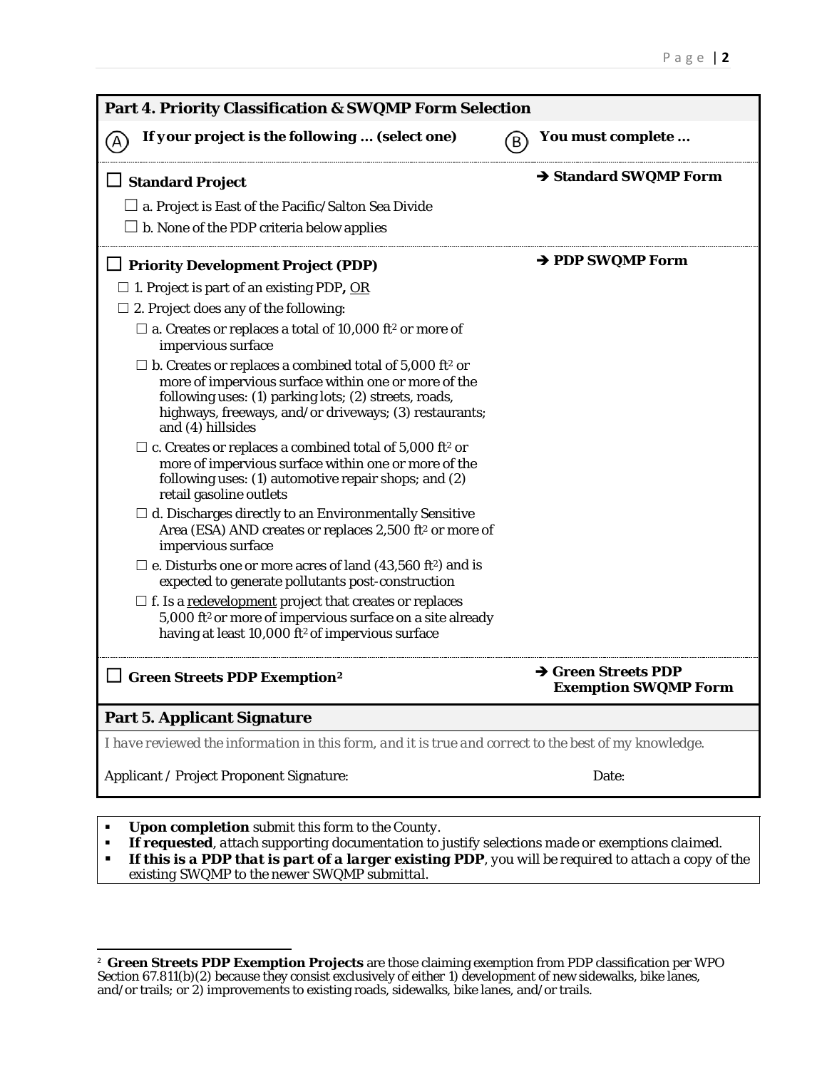## Part 4. Priority Classification & SWQMP Form Selection

| (A) If your project is the following … (select one) | (B) You must complete … |
|---|---|
| ☐ **Standard Project**<br>☐ a. Project is East of the Pacific/Salton Sea Divide<br>☐ b. None of the PDP criteria below applies | ➔ **Standard SWQMP Form** |
| ☐ **Priority Development Project (PDP)**<br>☐ 1. Project is part of an existing PDP**,** OR<br>☐ 2. Project does any of the following:<br>☐ a. Creates or replaces a total of 10,000 $ft^2$ or more of impervious surface<br>☐ b. Creates or replaces a combined total of 5,000 $ft^2$ or more of impervious surface within one or more of the following uses: (1) parking lots; (2) streets, roads, highways, freeways, and/or driveways; (3) restaurants; and (4) hillsides<br>☐ c. Creates or replaces a combined total of 5,000 $ft^2$ or more of impervious surface within one or more of the following uses: (1) automotive repair shops; and (2) retail gasoline outlets<br>☐ d. Discharges directly to an Environmentally Sensitive Area (ESA) AND creates or replaces 2,500 $ft^2$ or more of impervious surface<br>☐ e. Disturbs one or more acres of land (43,560 $ft^2$) and is expected to generate pollutants post-construction<br>☐ f. Is a redevelopment project that creates or replaces 5,000 $ft^2$ or more of impervious surface on a site already having at least 10,000 $ft^2$ of impervious surface | ➔ **PDP SWQMP Form** |
| ☐ **Green Streets PDP Exemption**[2] | ➔ **Green Streets PDP Exemption SWQMP Form** |

## Part 5. Applicant Signature

*I have reviewed the information in this form, and it is true and correct to the best of my knowledge.*

Applicant / Project Proponent Signature: Date:

- **Upon completion** *submit this form to the County.*
- ***If requested****, attach supporting documentation to justify selections made or exemptions claimed.*
- ***If this is a PDP that is part of a larger existing PDP****, you will be required to attach a copy of the existing SWQMP to the newer SWQMP submittal.*

[2] **Green Streets PDP Exemption Projects** are those claiming exemption from PDP classification per WPO Section 67.811(b)(2) because they consist exclusively of either 1) development of new sidewalks, bike lanes, and/or trails; or 2) improvements to existing roads, sidewalks, bike lanes, and/or trails.